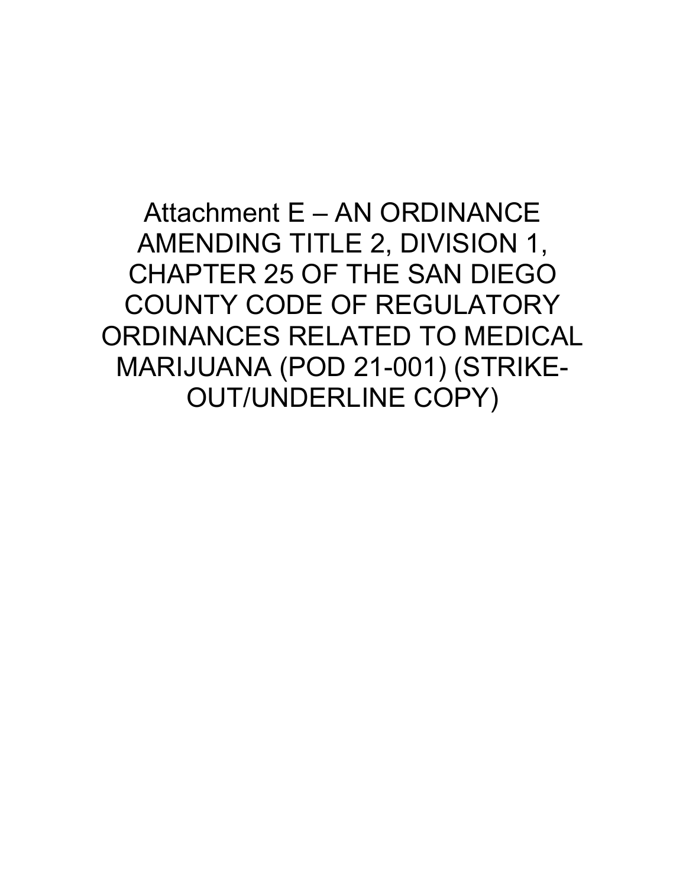# Attachment E – AN ORDINANCE AMENDING TITLE 2, DIVISION 1, CHAPTER 25 OF THE SAN DIEGO COUNTY CODE OF REGULATORY ORDINANCES RELATED TO MEDICAL MARIJUANA (POD 21-001) (STRIKE-OUT/UNDERLINE COPY)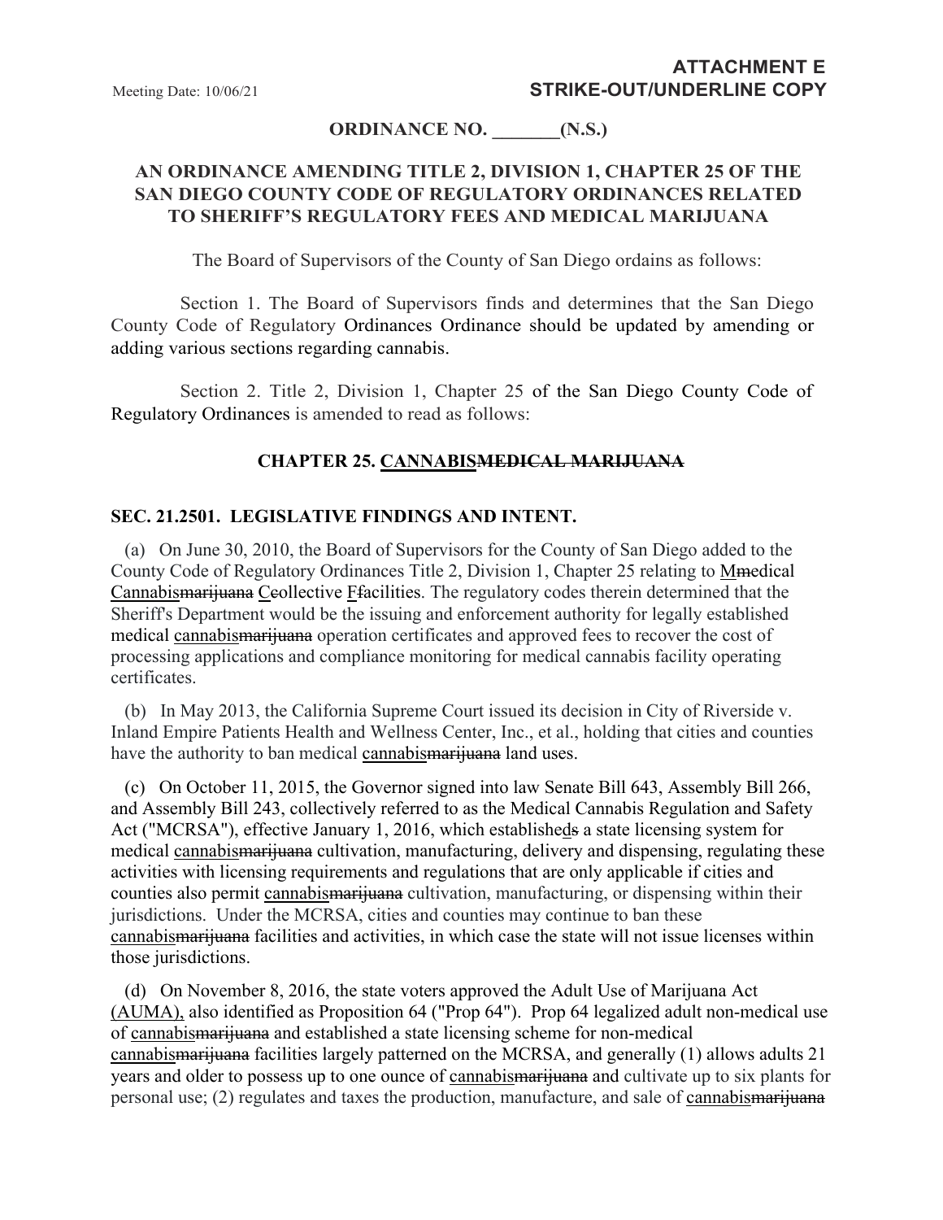Meeting Date: 10/06/21

**ATTACHMENT E**
**STRIKE-OUT/UNDERLINE COPY**

**ORDINANCE NO. _______(N.S.)**

**AN ORDINANCE AMENDING TITLE 2, DIVISION 1, CHAPTER 25 OF THE SAN DIEGO COUNTY CODE OF REGULATORY ORDINANCES RELATED TO SHERIFF'S REGULATORY FEES AND MEDICAL MARIJUANA**

The Board of Supervisors of the County of San Diego ordains as follows:

Section 1. The Board of Supervisors finds and determines that the San Diego County Code of Regulatory Ordinances Ordinance should be updated by amending or adding various sections regarding cannabis.

Section 2. Title 2, Division 1, Chapter 25 of the San Diego County Code of Regulatory Ordinances is amended to read as follows:

## CHAPTER 25. <u>CANNABIS</u>~~MEDICAL MARIJUANA~~

### SEC. 21.2501. LEGISLATIVE FINDINGS AND INTENT.

(a) On June 30, 2010, the Board of Supervisors for the County of San Diego added to the County Code of Regulatory Ordinances Title 2, Division 1, Chapter 25 relating to <u>M</u>~~m~~edical <u>Cannabis</u>~~marijuana~~ <u>C</u>~~c~~ollective <u>F</u>~~f~~acilities. The regulatory codes therein determined that the Sheriff's Department would be the issuing and enforcement authority for legally established medical <u>cannabis</u>~~marijuana~~ operation certificates and approved fees to recover the cost of processing applications and compliance monitoring for medical cannabis facility operating certificates.

(b) In May 2013, the California Supreme Court issued its decision in City of Riverside v. Inland Empire Patients Health and Wellness Center, Inc., et al., holding that cities and counties have the authority to ban medical <u>cannabis</u>~~marijuana~~ land uses.

(c) On October 11, 2015, the Governor signed into law Senate Bill 643, Assembly Bill 266, and Assembly Bill 243, collectively referred to as the Medical Cannabis Regulation and Safety Act ("MCRSA"), effective January 1, 2016, which establishe<u>d</u>~~s~~ a state licensing system for medical <u>cannabis</u>~~marijuana~~ cultivation, manufacturing, delivery and dispensing, regulating these activities with licensing requirements and regulations that are only applicable if cities and counties also permit <u>cannabis</u>~~marijuana~~ cultivation, manufacturing, or dispensing within their jurisdictions. Under the MCRSA, cities and counties may continue to ban these <u>cannabis</u>~~marijuana~~ facilities and activities, in which case the state will not issue licenses within those jurisdictions.

(d) On November 8, 2016, the state voters approved the Adult Use of Marijuana Act <u>(AUMA),</u> also identified as Proposition 64 ("Prop 64"). Prop 64 legalized adult non-medical use of <u>cannabis</u>~~marijuana~~ and established a state licensing scheme for non-medical <u>cannabis</u>~~marijuana~~ facilities largely patterned on the MCRSA, and generally (1) allows adults 21 years and older to possess up to one ounce of <u>cannabis</u>~~marijuana~~ and cultivate up to six plants for personal use; (2) regulates and taxes the production, manufacture, and sale of <u>cannabis</u>~~marijuana~~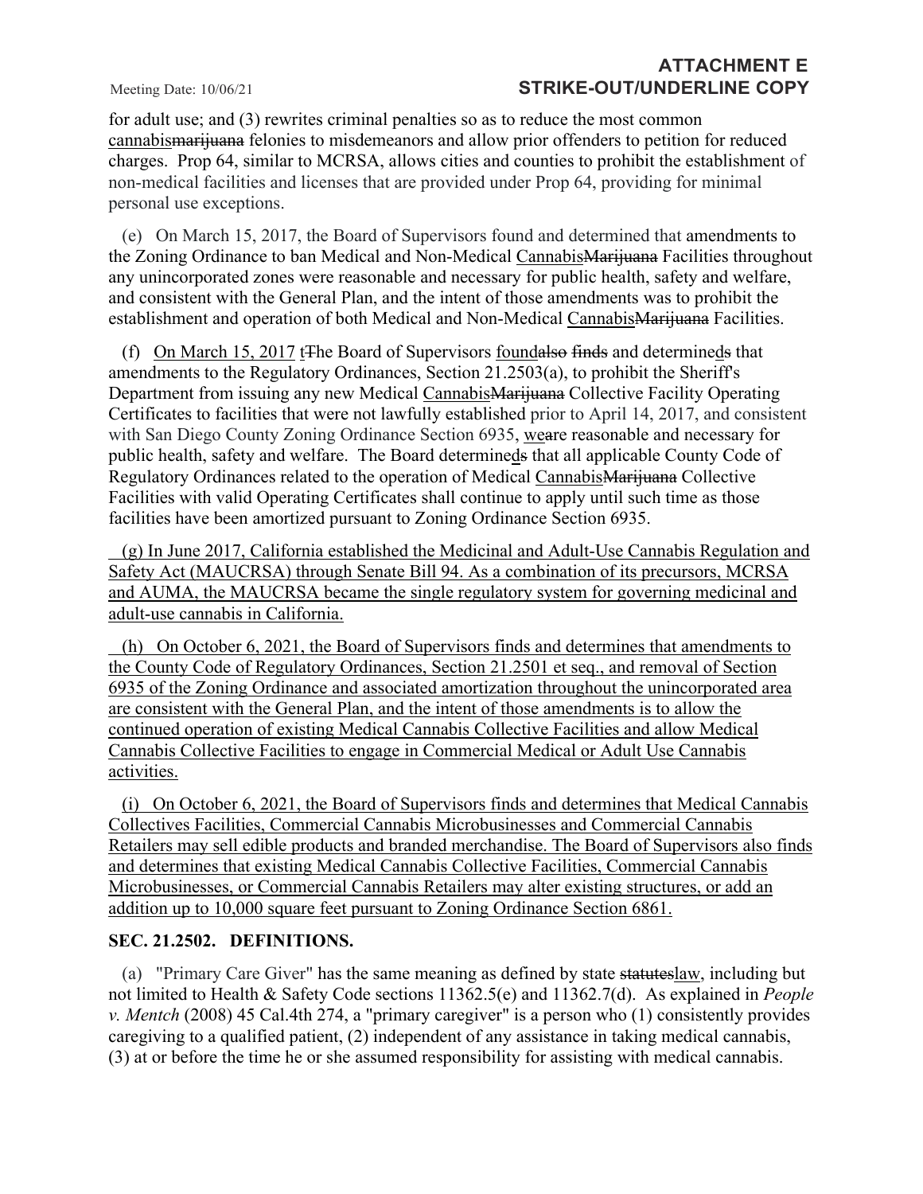for adult use; and (3) rewrites criminal penalties so as to reduce the most common <u>cannabis</u>~~marijuana~~ felonies to misdemeanors and allow prior offenders to petition for reduced charges. Prop 64, similar to MCRSA, allows cities and counties to prohibit the establishment of non-medical facilities and licenses that are provided under Prop 64, providing for minimal personal use exceptions.

(e) On March 15, 2017, the Board of Supervisors found and determined that amendments to the Zoning Ordinance to ban Medical and Non-Medical <u>Cannabis</u>~~Marijuana~~ Facilities throughout any unincorporated zones were reasonable and necessary for public health, safety and welfare, and consistent with the General Plan, and the intent of those amendments was to prohibit the establishment and operation of both Medical and Non-Medical <u>Cannabis</u>~~Marijuana~~ Facilities.

(f) <u>On March 15, 2017</u> <u>t</u>~~T~~he Board of Supervisors <u>found</u>~~also finds~~ and determine<u>d</u>~~s~~ that amendments to the Regulatory Ordinances, Section 21.2503(a), to prohibit the Sheriff's Department from issuing any new Medical <u>Cannabis</u>~~Marijuana~~ Collective Facility Operating Certificates to facilities that were not lawfully established prior to April 14, 2017, and consistent with San Diego County Zoning Ordinance Section 6935, <u>we</u>~~a~~re reasonable and necessary for public health, safety and welfare. The Board determine<u>d</u>~~s~~ that all applicable County Code of Regulatory Ordinances related to the operation of Medical <u>Cannabis</u>~~Marijuana~~ Collective Facilities with valid Operating Certificates shall continue to apply until such time as those facilities have been amortized pursuant to Zoning Ordinance Section 6935.

<u>(g) In June 2017, California established the Medicinal and Adult-Use Cannabis Regulation and Safety Act (MAUCRSA) through Senate Bill 94. As a combination of its precursors, MCRSA and AUMA, the MAUCRSA became the single regulatory system for governing medicinal and adult-use cannabis in California.</u>

<u>(h) On October 6, 2021, the Board of Supervisors finds and determines that amendments to the County Code of Regulatory Ordinances, Section 21.2501 et seq., and removal of Section 6935 of the Zoning Ordinance and associated amortization throughout the unincorporated area are consistent with the General Plan, and the intent of those amendments is to allow the continued operation of existing Medical Cannabis Collective Facilities and allow Medical Cannabis Collective Facilities to engage in Commercial Medical or Adult Use Cannabis activities.</u>

<u>(i) On October 6, 2021, the Board of Supervisors finds and determines that Medical Cannabis Collectives Facilities, Commercial Cannabis Microbusinesses and Commercial Cannabis Retailers may sell edible products and branded merchandise. The Board of Supervisors also finds and determines that existing Medical Cannabis Collective Facilities, Commercial Cannabis Microbusinesses, or Commercial Cannabis Retailers may alter existing structures, or add an addition up to 10,000 square feet pursuant to Zoning Ordinance Section 6861.</u>

**SEC. 21.2502. DEFINITIONS.**

(a) "Primary Care Giver" has the same meaning as defined by state ~~statutes~~<u>law</u>, including but not limited to Health & Safety Code sections 11362.5(e) and 11362.7(d). As explained in *People v. Mentch* (2008) 45 Cal.4th 274, a "primary caregiver" is a person who (1) consistently provides caregiving to a qualified patient, (2) independent of any assistance in taking medical cannabis, (3) at or before the time he or she assumed responsibility for assisting with medical cannabis.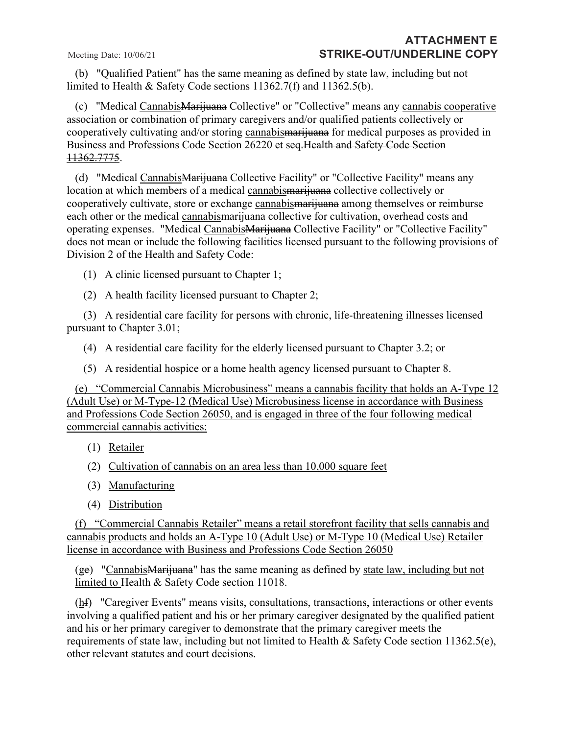(b) "Qualified Patient" has the same meaning as defined by state law, including but not limited to Health & Safety Code sections 11362.7(f) and 11362.5(b).

(c) "Medical <u>Cannabis</u>~~Marijuana~~ Collective" or "Collective" means any <u>cannabis cooperative</u> association or combination of primary caregivers and/or qualified patients collectively or cooperatively cultivating and/or storing <u>cannabis</u>~~marijuana~~ for medical purposes as provided in <u>Business and Professions Code Section 26220 et seq.</u>~~Health and Safety Code Section 11362.7775~~.

(d) "Medical <u>Cannabis</u>~~Marijuana~~ Collective Facility" or "Collective Facility" means any location at which members of a medical <u>cannabis</u>~~marijuana~~ collective collectively or cooperatively cultivate, store or exchange <u>cannabis</u>~~marijuana~~ among themselves or reimburse each other or the medical <u>cannabis</u>~~marijuana~~ collective for cultivation, overhead costs and operating expenses. "Medical <u>Cannabis</u>~~Marijuana~~ Collective Facility" or "Collective Facility" does not mean or include the following facilities licensed pursuant to the following provisions of Division 2 of the Health and Safety Code:

(1) A clinic licensed pursuant to Chapter 1;

(2) A health facility licensed pursuant to Chapter 2;

(3) A residential care facility for persons with chronic, life-threatening illnesses licensed pursuant to Chapter 3.01;

(4) A residential care facility for the elderly licensed pursuant to Chapter 3.2; or

(5) A residential hospice or a home health agency licensed pursuant to Chapter 8.

<u>(e) "Commercial Cannabis Microbusiness" means a cannabis facility that holds an A-Type 12 (Adult Use) or M-Type-12 (Medical Use) Microbusiness license in accordance with Business and Professions Code Section 26050, and is engaged in three of the four following medical commercial cannabis activities:</u>

(1) <u>Retailer</u>

(2) <u>Cultivation of cannabis on an area less than 10,000 square feet</u>

(3) <u>Manufacturing</u>

(4) <u>Distribution</u>

<u>(f) "Commercial Cannabis Retailer" means a retail storefront facility that sells cannabis and cannabis products and holds an A-Type 10 (Adult Use) or M-Type 10 (Medical Use) Retailer license in accordance with Business and Professions Code Section 26050</u>

(<u>g</u>~~e~~) "<u>Cannabis</u>~~Marijuana~~" has the same meaning as defined by <u>state law, including but not limited to</u> Health & Safety Code section 11018.

(<u>h</u>~~f~~) "Caregiver Events" means visits, consultations, transactions, interactions or other events involving a qualified patient and his or her primary caregiver designated by the qualified patient and his or her primary caregiver to demonstrate that the primary caregiver meets the requirements of state law, including but not limited to Health & Safety Code section 11362.5(e), other relevant statutes and court decisions.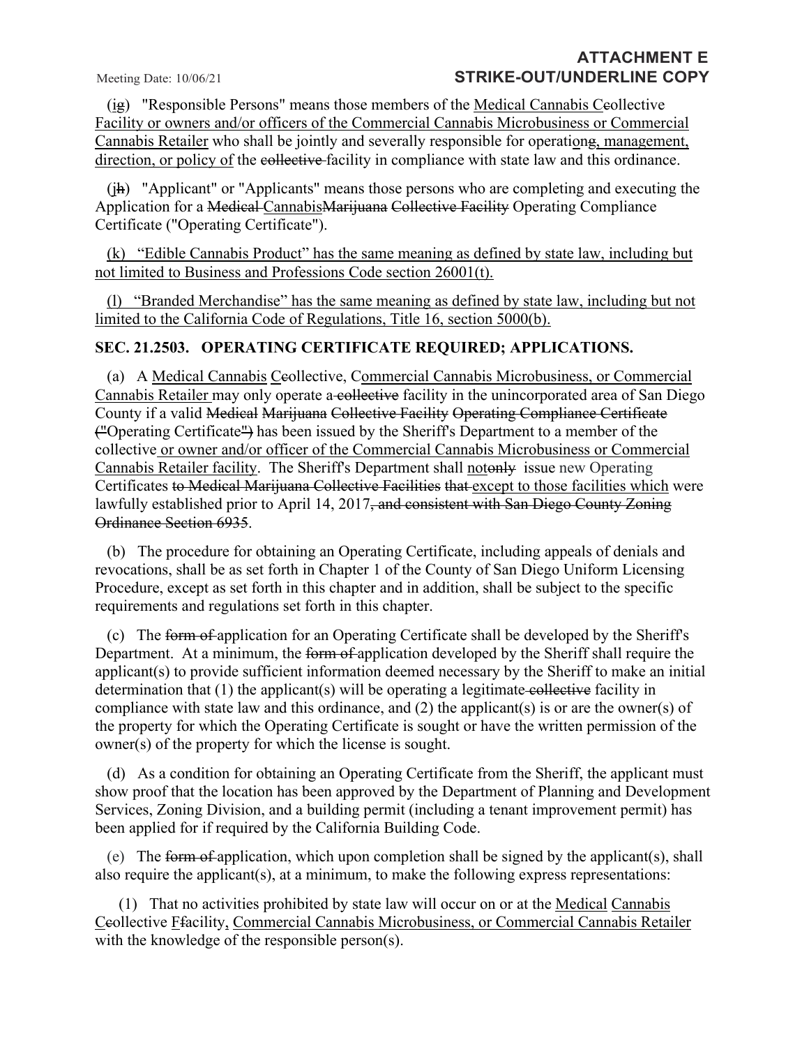(<u>i</u>~~g~~) "Responsible Persons" means those members of the <u>Medical Cannabis C</u>~~c~~ollective <u>Facility or owners and/or officers of the Commercial Cannabis Microbusiness or Commercial Cannabis Retailer</u> who shall be jointly and severally responsible for operati<u>o</u>n~~g~~<u>, management, direction, or policy of</u> the ~~collective~~ facility in compliance with state law and this ordinance.

(<u>j</u>~~h~~) "Applicant" or "Applicants" means those persons who are completing and executing the Application for a ~~Medical~~ <u>Cannabis</u>~~Marijuana~~ ~~Collective Facility~~ Operating Compliance Certificate ("Operating Certificate").

<u>(k) "Edible Cannabis Product" has the same meaning as defined by state law, including but not limited to Business and Professions Code section 26001(t).</u>

<u>(l) "Branded Merchandise" has the same meaning as defined by state law, including but not limited to the California Code of Regulations, Title 16, section 5000(b).</u>

## SEC. 21.2503. OPERATING CERTIFICATE REQUIRED; APPLICATIONS.

(a) A <u>Medical Cannabis C</u>~~c~~ollective, <u>Commercial Cannabis Microbusiness, or Commercial Cannabis Retailer</u> may only operate a ~~collective~~ facility in the unincorporated area of San Diego County if a valid ~~Medical Marijuana Collective Facility Operating Compliance Certificate~~ ~~("~~Operating Certificate~~")~~ has been issued by the Sheriff's Department to a member of the collective<u> or owner and/or officer of the Commercial Cannabis Microbusiness or Commercial Cannabis Retailer facility</u>. The Sheriff's Department shall <u>not</u>~~only~~ issue new Operating Certificates ~~to Medical Marijuana Collective Facilities that~~ <u>except to those facilities which</u> were lawfully established prior to April 14, 2017~~, and consistent with San Diego County Zoning Ordinance Section 6935~~.

(b) The procedure for obtaining an Operating Certificate, including appeals of denials and revocations, shall be as set forth in Chapter 1 of the County of San Diego Uniform Licensing Procedure, except as set forth in this chapter and in addition, shall be subject to the specific requirements and regulations set forth in this chapter.

(c) The ~~form of~~ application for an Operating Certificate shall be developed by the Sheriff's Department. At a minimum, the ~~form of~~ application developed by the Sheriff shall require the applicant(s) to provide sufficient information deemed necessary by the Sheriff to make an initial determination that (1) the applicant(s) will be operating a legitimate ~~collective~~ facility in compliance with state law and this ordinance, and (2) the applicant(s) is or are the owner(s) of the property for which the Operating Certificate is sought or have the written permission of the owner(s) of the property for which the license is sought.

(d) As a condition for obtaining an Operating Certificate from the Sheriff, the applicant must show proof that the location has been approved by the Department of Planning and Development Services, Zoning Division, and a building permit (including a tenant improvement permit) has been applied for if required by the California Building Code.

(e) The ~~form of~~ application, which upon completion shall be signed by the applicant(s), shall also require the applicant(s), at a minimum, to make the following express representations:

(1) That no activities prohibited by state law will occur on or at the <u>Medical</u> <u>Cannabis</u> <u>C</u>~~c~~ollective <u>F</u>~~f~~acility<u>, Commercial Cannabis Microbusiness, or Commercial Cannabis Retailer</u> with the knowledge of the responsible person(s).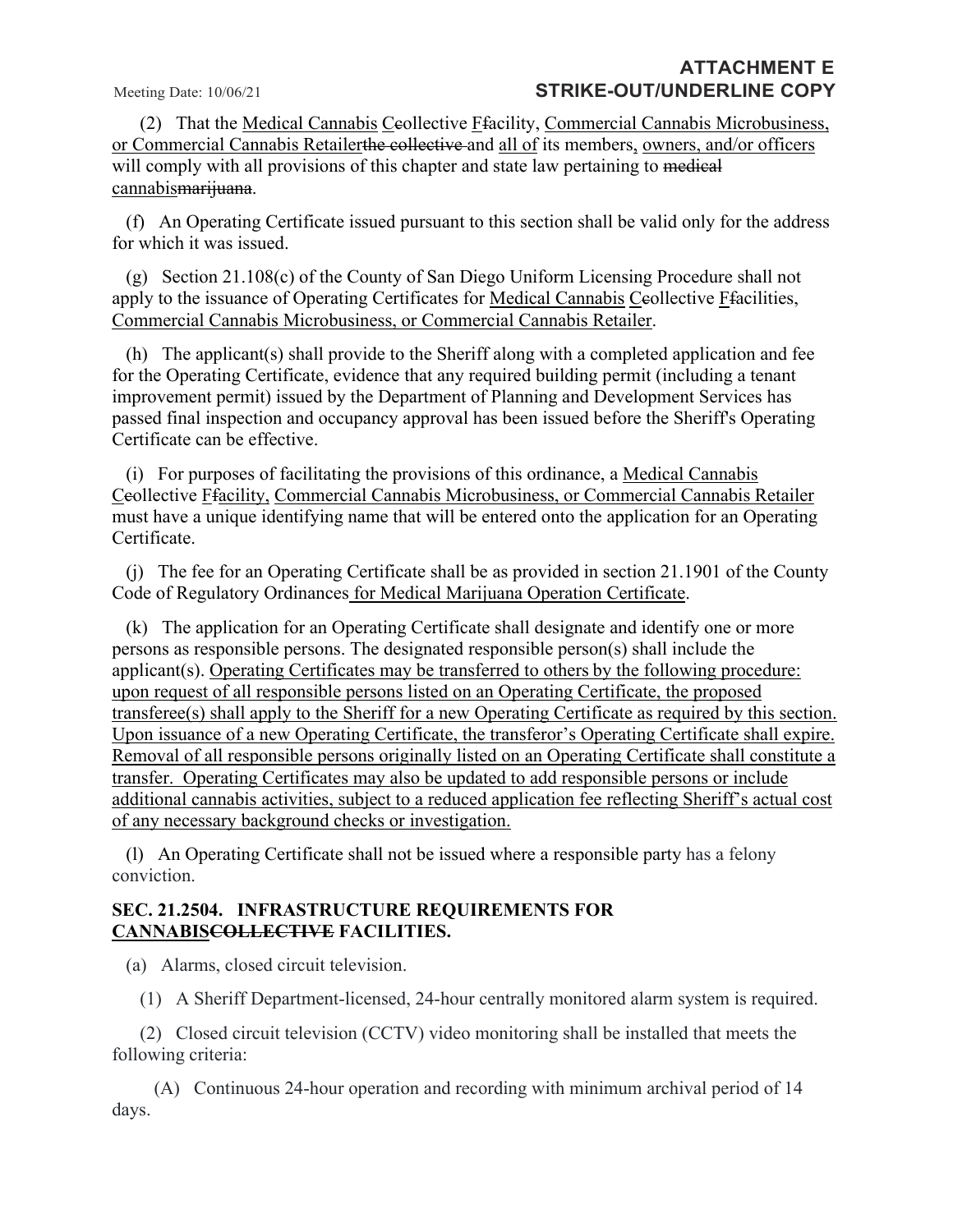(2) That the Medical Cannabis Ccollective Ffacility, Commercial Cannabis Microbusiness, or Commercial Cannabis Retailerthe collective and all of its members, owners, and/or officers will comply with all provisions of this chapter and state law pertaining to medical cannabismarijuana.

(f) An Operating Certificate issued pursuant to this section shall be valid only for the address for which it was issued.

(g) Section 21.108(c) of the County of San Diego Uniform Licensing Procedure shall not apply to the issuance of Operating Certificates for Medical Cannabis Ccollective Ffacilities, Commercial Cannabis Microbusiness, or Commercial Cannabis Retailer.

(h) The applicant(s) shall provide to the Sheriff along with a completed application and fee for the Operating Certificate, evidence that any required building permit (including a tenant improvement permit) issued by the Department of Planning and Development Services has passed final inspection and occupancy approval has been issued before the Sheriff's Operating Certificate can be effective.

(i) For purposes of facilitating the provisions of this ordinance, a Medical Cannabis Ccollective Ffacility, Commercial Cannabis Microbusiness, or Commercial Cannabis Retailer must have a unique identifying name that will be entered onto the application for an Operating Certificate.

(j) The fee for an Operating Certificate shall be as provided in section 21.1901 of the County Code of Regulatory Ordinances for Medical Marijuana Operation Certificate.

(k) The application for an Operating Certificate shall designate and identify one or more persons as responsible persons. The designated responsible person(s) shall include the applicant(s). Operating Certificates may be transferred to others by the following procedure: upon request of all responsible persons listed on an Operating Certificate, the proposed transferee(s) shall apply to the Sheriff for a new Operating Certificate as required by this section. Upon issuance of a new Operating Certificate, the transferor's Operating Certificate shall expire. Removal of all responsible persons originally listed on an Operating Certificate shall constitute a transfer. Operating Certificates may also be updated to add responsible persons or include additional cannabis activities, subject to a reduced application fee reflecting Sheriff's actual cost of any necessary background checks or investigation.

(l) An Operating Certificate shall not be issued where a responsible party has a felony conviction.

**SEC. 21.2504. INFRASTRUCTURE REQUIREMENTS FOR CANNABISCOLLECTIVE FACILITIES.**

(a) Alarms, closed circuit television.

(1) A Sheriff Department-licensed, 24-hour centrally monitored alarm system is required.

(2) Closed circuit television (CCTV) video monitoring shall be installed that meets the following criteria:

(A) Continuous 24-hour operation and recording with minimum archival period of 14 days.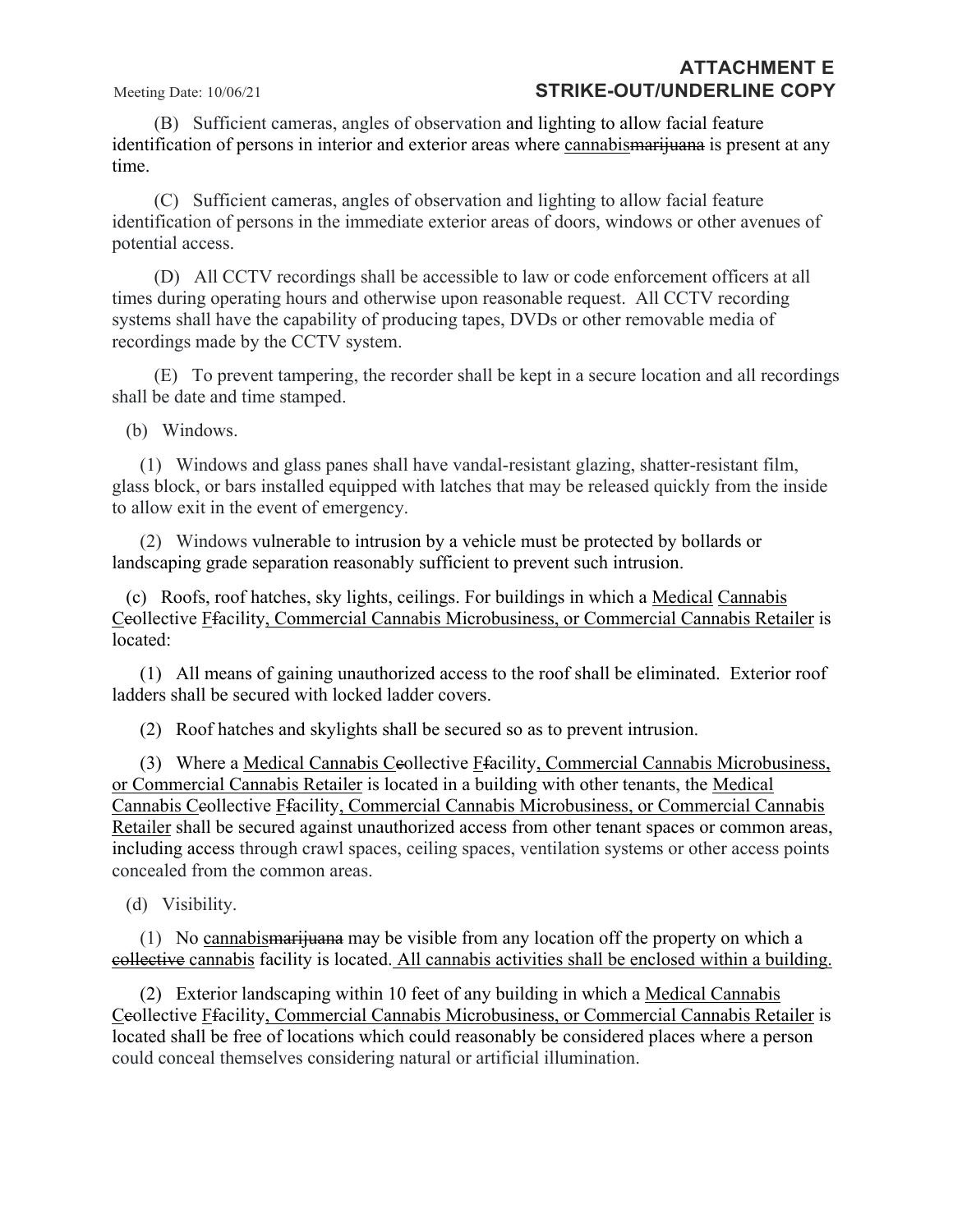(B) Sufficient cameras, angles of observation and lighting to allow facial feature identification of persons in interior and exterior areas where <u>cannabis</u>~~marijuana~~ is present at any time.

(C) Sufficient cameras, angles of observation and lighting to allow facial feature identification of persons in the immediate exterior areas of doors, windows or other avenues of potential access.

(D) All CCTV recordings shall be accessible to law or code enforcement officers at all times during operating hours and otherwise upon reasonable request. All CCTV recording systems shall have the capability of producing tapes, DVDs or other removable media of recordings made by the CCTV system.

(E) To prevent tampering, the recorder shall be kept in a secure location and all recordings shall be date and time stamped.

(b) Windows.

(1) Windows and glass panes shall have vandal-resistant glazing, shatter-resistant film, glass block, or bars installed equipped with latches that may be released quickly from the inside to allow exit in the event of emergency.

(2) Windows vulnerable to intrusion by a vehicle must be protected by bollards or landscaping grade separation reasonably sufficient to prevent such intrusion.

(c) Roofs, roof hatches, sky lights, ceilings. For buildings in which a <u>Medical</u> <u>Cannabis</u> <u>C</u>~~c~~ollective <u>F</u>~~f~~acility<u>, Commercial Cannabis Microbusiness, or Commercial Cannabis Retailer</u> is located:

(1) All means of gaining unauthorized access to the roof shall be eliminated. Exterior roof ladders shall be secured with locked ladder covers.

(2) Roof hatches and skylights shall be secured so as to prevent intrusion.

(3) Where a <u>Medical Cannabis C</u>~~c~~ollective <u>F</u>~~f~~acility<u>, Commercial Cannabis Microbusiness, or Commercial Cannabis Retailer</u> is located in a building with other tenants, the <u>Medical Cannabis C</u>~~c~~ollective <u>F</u>~~f~~acility<u>, Commercial Cannabis Microbusiness, or Commercial Cannabis Retailer</u> shall be secured against unauthorized access from other tenant spaces or common areas, including access through crawl spaces, ceiling spaces, ventilation systems or other access points concealed from the common areas.

(d) Visibility.

(1) No <u>cannabis</u>~~marijuana~~ may be visible from any location off the property on which a ~~collective~~ <u>cannabis</u> facility is located.<u> All cannabis activities shall be enclosed within a building.</u>

(2) Exterior landscaping within 10 feet of any building in which a <u>Medical Cannabis C</u>~~c~~ollective <u>F</u>~~f~~acility<u>, Commercial Cannabis Microbusiness, or Commercial Cannabis Retailer</u> is located shall be free of locations which could reasonably be considered places where a person could conceal themselves considering natural or artificial illumination.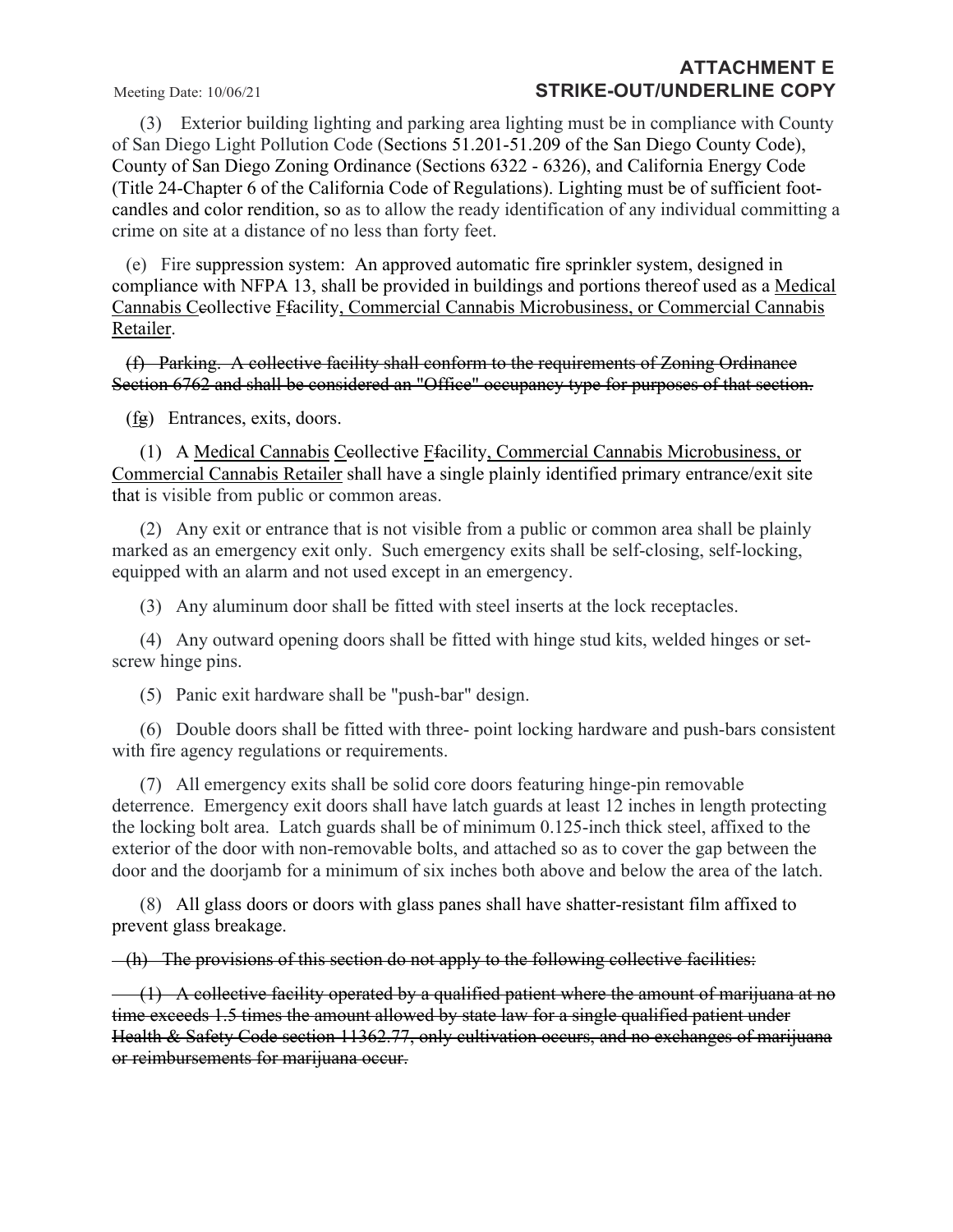(3) Exterior building lighting and parking area lighting must be in compliance with County of San Diego Light Pollution Code (Sections 51.201-51.209 of the San Diego County Code), County of San Diego Zoning Ordinance (Sections 6322 - 6326), and California Energy Code (Title 24-Chapter 6 of the California Code of Regulations). Lighting must be of sufficient foot-candles and color rendition, so as to allow the ready identification of any individual committing a crime on site at a distance of no less than forty feet.

(e) Fire suppression system: An approved automatic fire sprinkler system, designed in compliance with NFPA 13, shall be provided in buildings and portions thereof used as a <u>Medical Cannabis C</u>~~c~~ollective <u>F</u>~~f~~acility<u>, Commercial Cannabis Microbusiness, or Commercial Cannabis Retailer</u>.

~~(f) Parking. A collective facility shall conform to the requirements of Zoning Ordinance Section 6762 and shall be considered an "Office" occupancy type for purposes of that section.~~

(~~f~~<u>g</u>) Entrances, exits, doors.

(1) A <u>Medical Cannabis C</u>~~c~~ollective <u>F</u>~~f~~acility<u>, Commercial Cannabis Microbusiness, or Commercial Cannabis Retailer</u> shall have a single plainly identified primary entrance/exit site that is visible from public or common areas.

(2) Any exit or entrance that is not visible from a public or common area shall be plainly marked as an emergency exit only. Such emergency exits shall be self-closing, self-locking, equipped with an alarm and not used except in an emergency.

(3) Any aluminum door shall be fitted with steel inserts at the lock receptacles.

(4) Any outward opening doors shall be fitted with hinge stud kits, welded hinges or set-screw hinge pins.

(5) Panic exit hardware shall be "push-bar" design.

(6) Double doors shall be fitted with three- point locking hardware and push-bars consistent with fire agency regulations or requirements.

(7) All emergency exits shall be solid core doors featuring hinge-pin removable deterrence. Emergency exit doors shall have latch guards at least 12 inches in length protecting the locking bolt area. Latch guards shall be of minimum 0.125-inch thick steel, affixed to the exterior of the door with non-removable bolts, and attached so as to cover the gap between the door and the doorjamb for a minimum of six inches both above and below the area of the latch.

(8) All glass doors or doors with glass panes shall have shatter-resistant film affixed to prevent glass breakage.

~~(h) The provisions of this section do not apply to the following collective facilities:~~

~~(1) A collective facility operated by a qualified patient where the amount of marijuana at no time exceeds 1.5 times the amount allowed by state law for a single qualified patient under Health & Safety Code section 11362.77, only cultivation occurs, and no exchanges of marijuana or reimbursements for marijuana occur.~~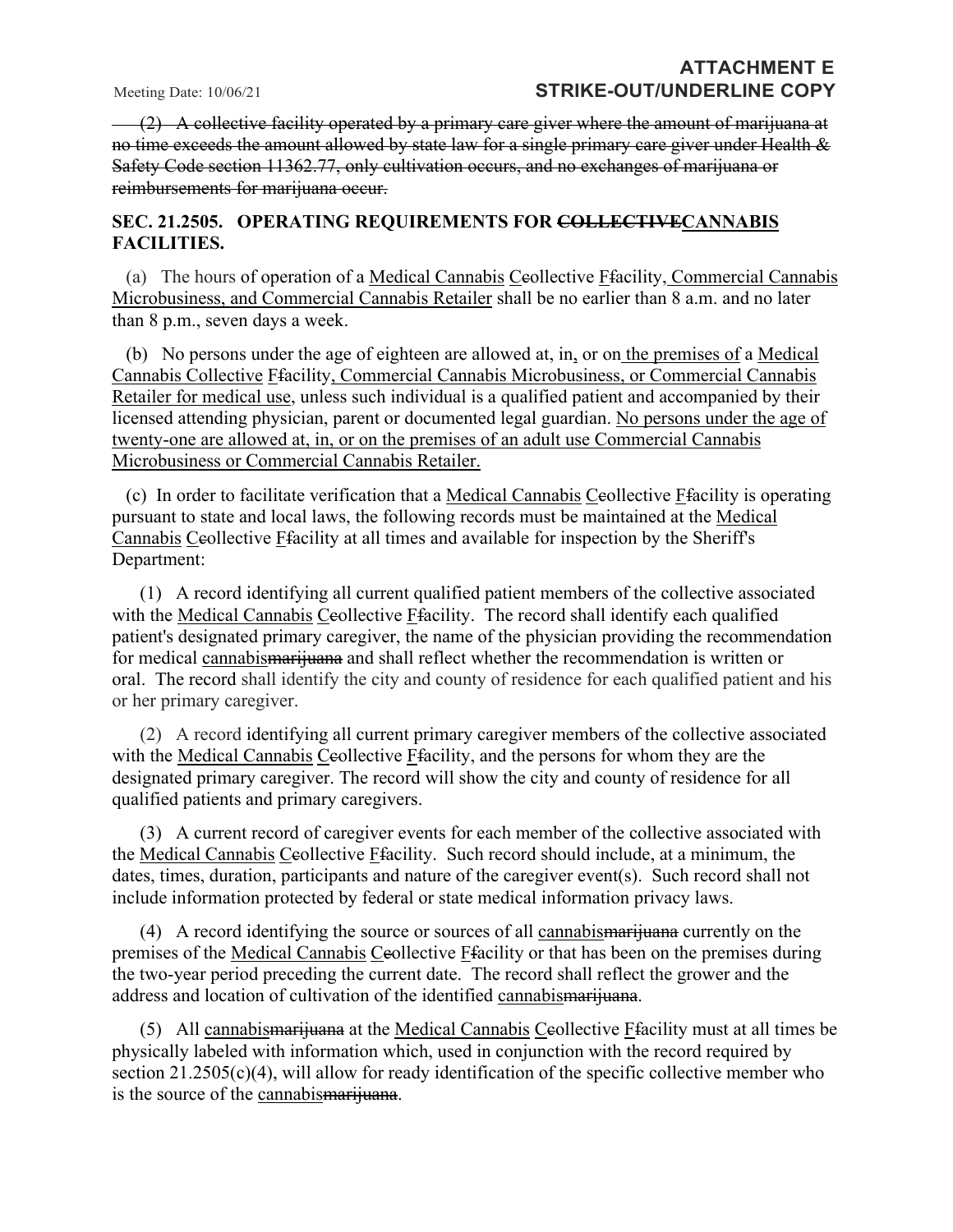~~(2) A collective facility operated by a primary care giver where the amount of marijuana at no time exceeds the amount allowed by state law for a single primary care giver under Health & Safety Code section 11362.77, only cultivation occurs, and no exchanges of marijuana or reimbursements for marijuana occur.~~

**SEC. 21.2505. OPERATING REQUIREMENTS FOR ~~COLLECTIVE~~<u>CANNABIS</u> FACILITIES.**

(a) The hours of operation of a <u>Medical Cannabis</u> <u>C</u>~~c~~ollective <u>F</u>~~f~~acility<u>, Commercial Cannabis Microbusiness, and Commercial Cannabis Retailer</u> shall be no earlier than 8 a.m. and no later than 8 p.m., seven days a week.

(b) No persons under the age of eighteen are allowed at, in<u>,</u> or on<u> the premises of</u> a <u>Medical Cannabis Collective</u> <u>F</u>~~f~~acility<u>, Commercial Cannabis Microbusiness, or Commercial Cannabis Retailer for medical use</u>, unless such individual is a qualified patient and accompanied by their licensed attending physician, parent or documented legal guardian. <u>No persons under the age of twenty-one are allowed at, in, or on the premises of an adult use Commercial Cannabis Microbusiness or Commercial Cannabis Retailer.</u>

(c) In order to facilitate verification that a <u>Medical Cannabis</u> <u>C</u>~~c~~ollective <u>F</u>~~f~~acility is operating pursuant to state and local laws, the following records must be maintained at the <u>Medical Cannabis</u> <u>C</u>~~c~~ollective <u>F</u>~~f~~acility at all times and available for inspection by the Sheriff's Department:

(1) A record identifying all current qualified patient members of the collective associated with the <u>Medical Cannabis</u> <u>C</u>~~c~~ollective <u>F</u>~~f~~acility. The record shall identify each qualified patient's designated primary caregiver, the name of the physician providing the recommendation for medical <u>cannabis</u>~~marijuana~~ and shall reflect whether the recommendation is written or oral. The record shall identify the city and county of residence for each qualified patient and his or her primary caregiver.

(2) A record identifying all current primary caregiver members of the collective associated with the <u>Medical Cannabis</u> <u>C</u>~~c~~ollective <u>F</u>~~f~~acility, and the persons for whom they are the designated primary caregiver. The record will show the city and county of residence for all qualified patients and primary caregivers.

(3) A current record of caregiver events for each member of the collective associated with the <u>Medical Cannabis</u> <u>C</u>~~c~~ollective <u>F</u>~~f~~acility. Such record should include, at a minimum, the dates, times, duration, participants and nature of the caregiver event(s). Such record shall not include information protected by federal or state medical information privacy laws.

(4) A record identifying the source or sources of all <u>cannabis</u>~~marijuana~~ currently on the premises of the <u>Medical Cannabis</u> <u>C</u>~~c~~ollective <u>F</u>~~f~~acility or that has been on the premises during the two-year period preceding the current date. The record shall reflect the grower and the address and location of cultivation of the identified <u>cannabis</u>~~marijuana~~.

(5) All <u>cannabis</u>~~marijuana~~ at the <u>Medical Cannabis</u> <u>C</u>~~c~~ollective <u>F</u>~~f~~acility must at all times be physically labeled with information which, used in conjunction with the record required by section 21.2505(c)(4), will allow for ready identification of the specific collective member who is the source of the <u>cannabis</u>~~marijuana~~.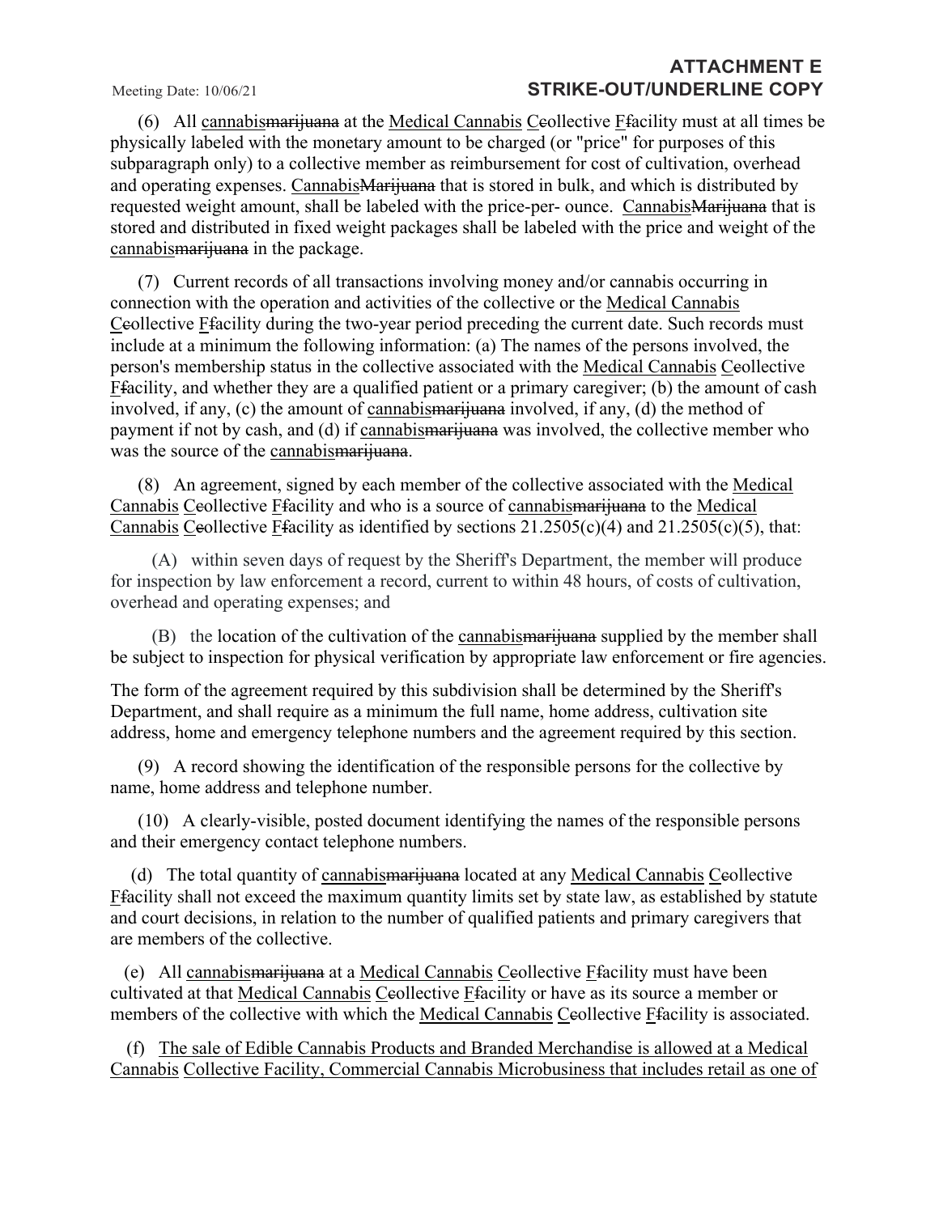(6) All <u>cannabis</u>~~marijuana~~ at the <u>Medical Cannabis</u> <u>C</u>~~c~~ollective <u>F</u>~~f~~acility must at all times be physically labeled with the monetary amount to be charged (or "price" for purposes of this subparagraph only) to a collective member as reimbursement for cost of cultivation, overhead and operating expenses. <u>Cannabis</u>~~Marijuana~~ that is stored in bulk, and which is distributed by requested weight amount, shall be labeled with the price-per- ounce. <u>Cannabis</u>~~Marijuana~~ that is stored and distributed in fixed weight packages shall be labeled with the price and weight of the <u>cannabis</u>~~marijuana~~ in the package.

(7) Current records of all transactions involving money and/or cannabis occurring in connection with the operation and activities of the collective or the <u>Medical Cannabis</u> <u>C</u>~~c~~ollective <u>F</u>~~f~~acility during the two-year period preceding the current date. Such records must include at a minimum the following information: (a) The names of the persons involved, the person's membership status in the collective associated with the <u>Medical Cannabis</u> <u>C</u>~~c~~ollective <u>F</u>~~f~~acility, and whether they are a qualified patient or a primary caregiver; (b) the amount of cash involved, if any, (c) the amount of <u>cannabis</u>~~marijuana~~ involved, if any, (d) the method of payment if not by cash, and (d) if <u>cannabis</u>~~marijuana~~ was involved, the collective member who was the source of the <u>cannabis</u>~~marijuana~~.

(8) An agreement, signed by each member of the collective associated with the <u>Medical Cannabis</u> <u>C</u>~~c~~ollective <u>F</u>~~f~~acility and who is a source of <u>cannabis</u>~~marijuana~~ to the <u>Medical Cannabis</u> <u>C</u>~~c~~ollective <u>F</u>~~f~~acility as identified by sections 21.2505(c)(4) and 21.2505(c)(5), that:

(A) within seven days of request by the Sheriff's Department, the member will produce for inspection by law enforcement a record, current to within 48 hours, of costs of cultivation, overhead and operating expenses; and

(B) the location of the cultivation of the <u>cannabis</u>~~marijuana~~ supplied by the member shall be subject to inspection for physical verification by appropriate law enforcement or fire agencies.

The form of the agreement required by this subdivision shall be determined by the Sheriff's Department, and shall require as a minimum the full name, home address, cultivation site address, home and emergency telephone numbers and the agreement required by this section.

(9) A record showing the identification of the responsible persons for the collective by name, home address and telephone number.

(10) A clearly-visible, posted document identifying the names of the responsible persons and their emergency contact telephone numbers.

(d) The total quantity of <u>cannabis</u>~~marijuana~~ located at any <u>Medical Cannabis</u> <u>C</u>~~c~~ollective <u>F</u>~~f~~acility shall not exceed the maximum quantity limits set by state law, as established by statute and court decisions, in relation to the number of qualified patients and primary caregivers that are members of the collective.

(e) All <u>cannabis</u>~~marijuana~~ at a <u>Medical Cannabis</u> <u>C</u>~~c~~ollective <u>F</u>~~f~~acility must have been cultivated at that <u>Medical Cannabis</u> <u>C</u>~~c~~ollective <u>F</u>~~f~~acility or have as its source a member or members of the collective with which the <u>Medical Cannabis</u> <u>C</u>~~c~~ollective <u>F</u>~~f~~acility is associated.

(f) <u>The sale of Edible Cannabis Products and Branded Merchandise is allowed at a Medical Cannabis Collective Facility, Commercial Cannabis Microbusiness that includes retail as one of</u>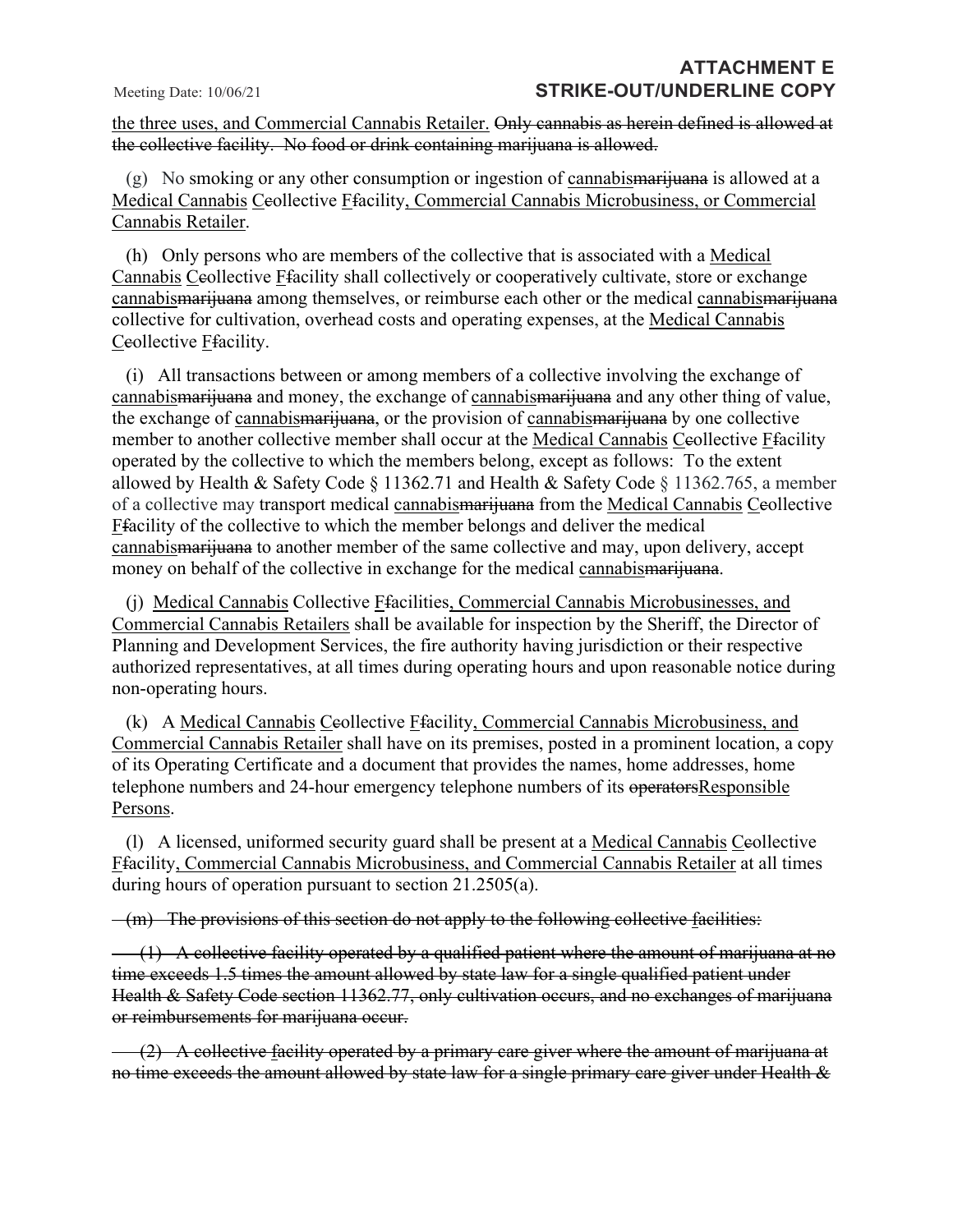<u>the three uses, and Commercial Cannabis Retailer.</u> ~~Only cannabis as herein defined is allowed at the collective facility. No food or drink containing marijuana is allowed.~~

(g) No smoking or any other consumption or ingestion of <u>cannabis</u>~~marijuana~~ is allowed at a <u>Medical Cannabis</u> <u>C</u>~~c~~ollective <u>F</u>~~f~~acility<u>, Commercial Cannabis Microbusiness, or Commercial Cannabis Retailer</u>.

(h) Only persons who are members of the collective that is associated with a <u>Medical Cannabis</u> <u>C</u>~~c~~ollective <u>F</u>~~f~~acility shall collectively or cooperatively cultivate, store or exchange <u>cannabis</u>~~marijuana~~ among themselves, or reimburse each other or the medical <u>cannabis</u>~~marijuana~~ collective for cultivation, overhead costs and operating expenses, at the <u>Medical Cannabis</u> <u>C</u>~~c~~ollective <u>F</u>~~f~~acility.

(i) All transactions between or among members of a collective involving the exchange of <u>cannabis</u>~~marijuana~~ and money, the exchange of <u>cannabis</u>~~marijuana~~ and any other thing of value, the exchange of <u>cannabis</u>~~marijuana~~, or the provision of <u>cannabis</u>~~marijuana~~ by one collective member to another collective member shall occur at the <u>Medical Cannabis</u> <u>C</u>~~c~~ollective <u>F</u>~~f~~acility operated by the collective to which the members belong, except as follows: To the extent allowed by Health & Safety Code § 11362.71 and Health & Safety Code § 11362.765, a member of a collective may transport medical <u>cannabis</u>~~marijuana~~ from the <u>Medical Cannabis</u> <u>C</u>~~c~~ollective <u>F</u>~~f~~acility of the collective to which the member belongs and deliver the medical <u>cannabis</u>~~marijuana~~ to another member of the same collective and may, upon delivery, accept money on behalf of the collective in exchange for the medical <u>cannabis</u>~~marijuana~~.

(j) <u>Medical Cannabis</u> Collective <u>F</u>~~f~~acilities<u>, Commercial Cannabis Microbusinesses, and Commercial Cannabis Retailers</u> shall be available for inspection by the Sheriff, the Director of Planning and Development Services, the fire authority having jurisdiction or their respective authorized representatives, at all times during operating hours and upon reasonable notice during non-operating hours.

(k) A <u>Medical Cannabis</u> <u>C</u>~~c~~ollective <u>F</u>~~f~~acility<u>, Commercial Cannabis Microbusiness, and Commercial Cannabis Retailer</u> shall have on its premises, posted in a prominent location, a copy of its Operating Certificate and a document that provides the names, home addresses, home telephone numbers and 24-hour emergency telephone numbers of its ~~operators~~<u>Responsible Persons</u>.

(l) A licensed, uniformed security guard shall be present at a <u>Medical Cannabis</u> <u>C</u>~~c~~ollective <u>F</u>~~f~~acility<u>, Commercial Cannabis Microbusiness, and Commercial Cannabis Retailer</u> at all times during hours of operation pursuant to section 21.2505(a).

~~(m) The provisions of this section do not apply to the following collective~~ <u>~~f~~</u>~~acilities:~~

~~(1) A collective facility operated by a qualified patient where the amount of marijuana at no time exceeds 1.5 times the amount allowed by state law for a single qualified patient under Health & Safety Code section 11362.77, only cultivation occurs, and no exchanges of marijuana or reimbursements for marijuana occur.~~

~~(2) A collective~~ <u>~~f~~</u>~~acility operated by a primary care giver where the amount of marijuana at no time exceeds the amount allowed by state law for a single primary care giver under Health &~~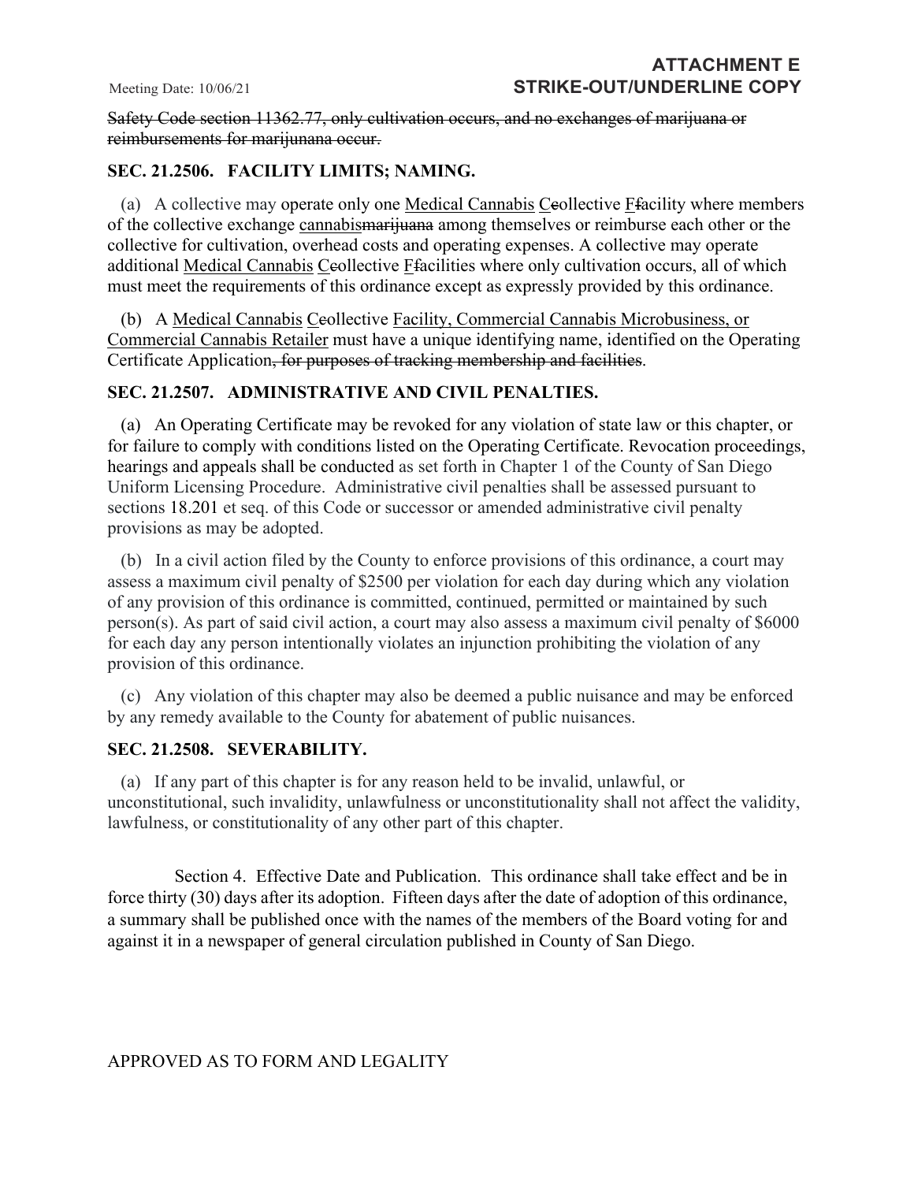~~Safety Code section 11362.77, only cultivation occurs, and no exchanges of marijuana or reimbursements for marijunana occur.~~

**SEC. 21.2506. FACILITY LIMITS; NAMING.**

(a) A collective may operate only one <u>Medical Cannabis</u> <u>C</u>~~c~~ollective <u>F</u>~~f~~acility where members of the collective exchange <u>cannabis</u>~~marijuana~~ among themselves or reimburse each other or the collective for cultivation, overhead costs and operating expenses. A collective may operate additional <u>Medical Cannabis</u> <u>C</u>~~c~~ollective <u>F</u>~~f~~acilities where only cultivation occurs, all of which must meet the requirements of this ordinance except as expressly provided by this ordinance.

(b) A <u>Medical Cannabis</u> <u>C</u>~~c~~ollective <u>Facility, Commercial Cannabis Microbusiness, or Commercial Cannabis Retailer</u> must have a unique identifying name, identified on the Operating Certificate Application~~, for purposes of tracking membership and facilities~~.

**SEC. 21.2507. ADMINISTRATIVE AND CIVIL PENALTIES.**

(a) An Operating Certificate may be revoked for any violation of state law or this chapter, or for failure to comply with conditions listed on the Operating Certificate. Revocation proceedings, hearings and appeals shall be conducted as set forth in Chapter 1 of the County of San Diego Uniform Licensing Procedure. Administrative civil penalties shall be assessed pursuant to sections 18.201 et seq. of this Code or successor or amended administrative civil penalty provisions as may be adopted.

(b) In a civil action filed by the County to enforce provisions of this ordinance, a court may assess a maximum civil penalty of $2500 per violation for each day during which any violation of any provision of this ordinance is committed, continued, permitted or maintained by such person(s). As part of said civil action, a court may also assess a maximum civil penalty of $6000 for each day any person intentionally violates an injunction prohibiting the violation of any provision of this ordinance.

(c) Any violation of this chapter may also be deemed a public nuisance and may be enforced by any remedy available to the County for abatement of public nuisances.

**SEC. 21.2508. SEVERABILITY.**

(a) If any part of this chapter is for any reason held to be invalid, unlawful, or unconstitutional, such invalidity, unlawfulness or unconstitutionality shall not affect the validity, lawfulness, or constitutionality of any other part of this chapter.

Section 4. Effective Date and Publication. This ordinance shall take effect and be in force thirty (30) days after its adoption. Fifteen days after the date of adoption of this ordinance, a summary shall be published once with the names of the members of the Board voting for and against it in a newspaper of general circulation published in County of San Diego.

APPROVED AS TO FORM AND LEGALITY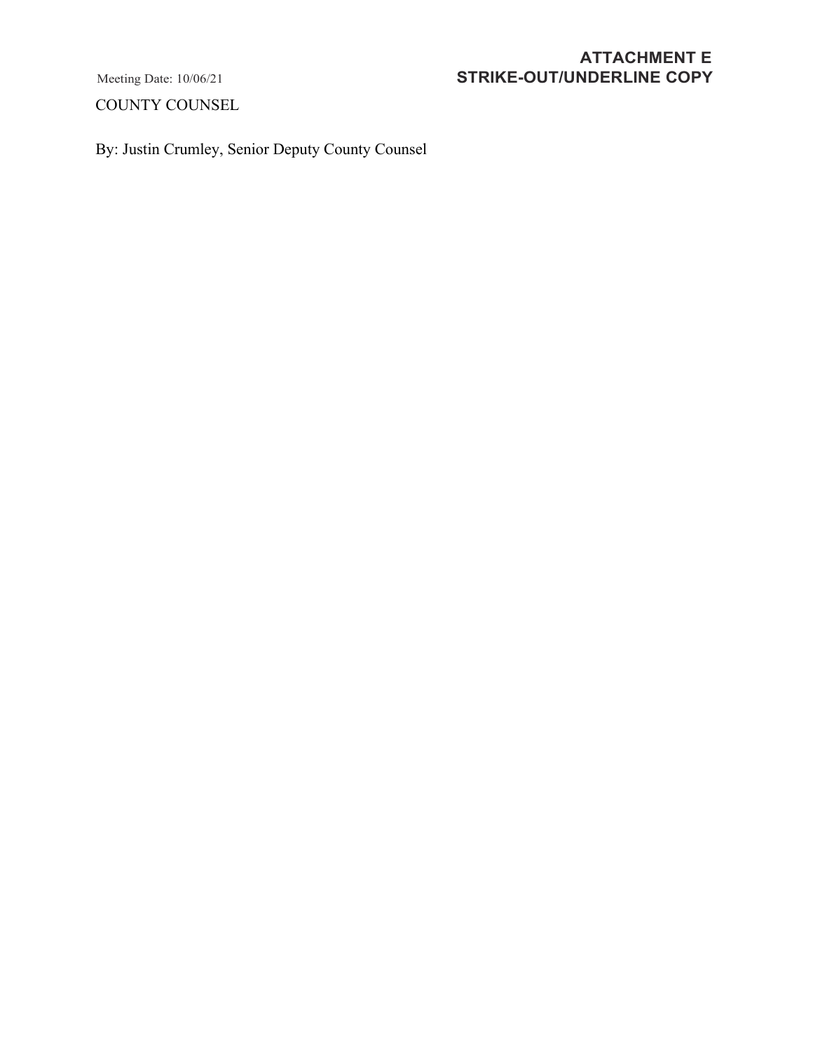Meeting Date: 10/06/21

**ATTACHMENT E**
**STRIKE-OUT/UNDERLINE COPY**

COUNTY COUNSEL

By: Justin Crumley, Senior Deputy County Counsel